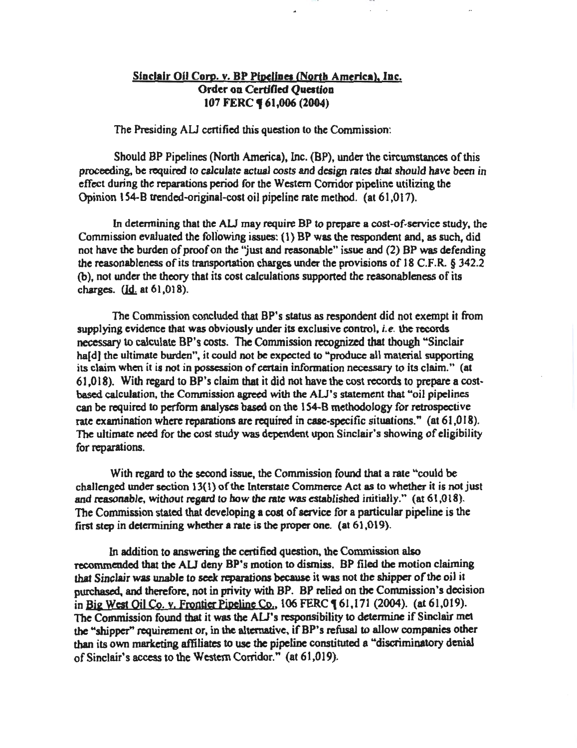**Sinclair Oil Corp. v. BP Pipelines (North America), Inc.**
**Order on Certified Question**
**107 FERC ¶ 61,006 (2004)**

The Presiding ALJ certified this question to the Commission:

> Should BP Pipelines (North America), Inc. (BP), under the circumstances of this proceeding, be required to calculate actual costs and design rates that should have been in effect during the reparations period for the Western Corridor pipeline utilizing the Opinion 154-B trended-original-cost oil pipeline rate method. (at 61,017).

In determining that the ALJ may require BP to prepare a cost-of-service study, the Commission evaluated the following issues: (1) BP was the respondent and, as such, did not have the burden of proof on the "just and reasonable" issue and (2) BP was defending the reasonableness of its transportation charges under the provisions of 18 C.F.R. § 342.2 (b), not under the theory that its cost calculations supported the reasonableness of its charges. (Id. at 61,018).

The Commission concluded that BP's status as respondent did not exempt it from supplying evidence that was obviously under its exclusive control, *i.e.* the records necessary to calculate BP's costs. The Commission recognized that though "Sinclair ha[d] the ultimate burden", it could not be expected to "produce all material supporting its claim when it is not in possession of certain information necessary to its claim." (at 61,018). With regard to BP's claim that it did not have the cost records to prepare a cost-based calculation, the Commission agreed with the ALJ's statement that "oil pipelines can be required to perform analyses based on the 154-B methodology for retrospective rate examination where reparations are required in case-specific situations." (at 61,018). The ultimate need for the cost study was dependent upon Sinclair's showing of eligibility for reparations.

With regard to the second issue, the Commission found that a rate "could be challenged under section 13(1) of the Interstate Commerce Act as to whether it is not just and reasonable, without regard to how the rate was established initially." (at 61,018). The Commission stated that developing a cost of service for a particular pipeline is the first step in determining whether a rate is the proper one. (at 61,019).

In addition to answering the certified question, the Commission also recommended that the ALJ deny BP's motion to dismiss. BP filed the motion claiming that Sinclair was unable to seek reparations because it was not the shipper of the oil it purchased, and therefore, not in privity with BP. BP relied on the Commission's decision in Big West Oil Co. v. Frontier Pipeline Co., 106 FERC ¶ 61,171 (2004). (at 61,019). The Commission found that it was the ALJ's responsibility to determine if Sinclair met the "shipper" requirement or, in the alternative, if BP's refusal to allow companies other than its own marketing affiliates to use the pipeline constituted a "discriminatory denial of Sinclair's access to the Western Corridor." (at 61,019).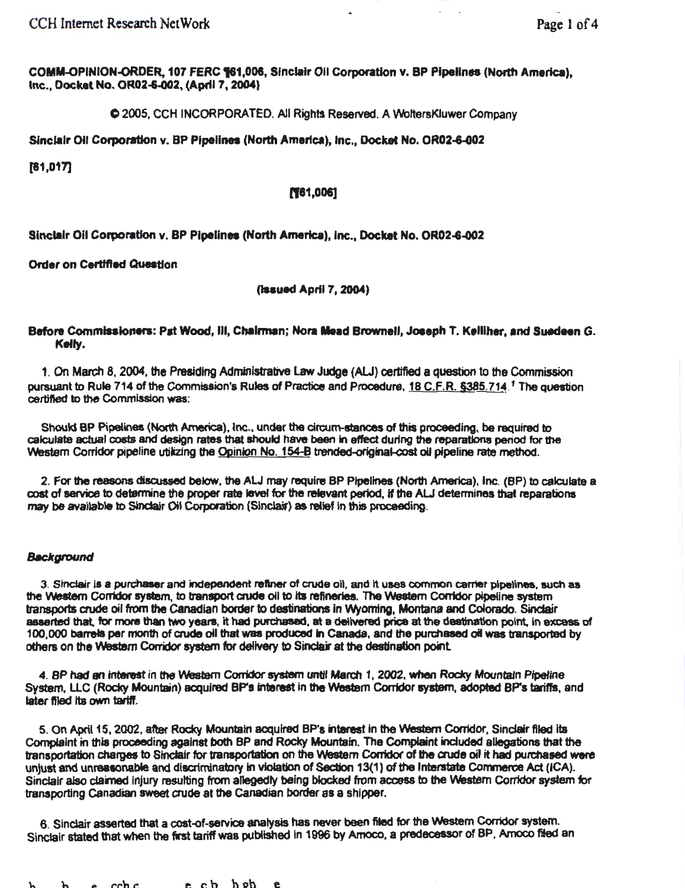**COMM-OPINION-ORDER, 107 FERC ¶61,006, Sinclair Oil Corporation v. BP Pipelines (North America), Inc., Docket No. OR02-6-002, (April 7, 2004)**

© 2005, CCH INCORPORATED. All Rights Reserved. A WoltersKluwer Company

**Sinclair Oil Corporation v. BP Pipelines (North America), Inc., Docket No. OR02-6-002**

**[61,017]**

**[¶61,006]**

**Sinclair Oil Corporation v. BP Pipelines (North America), Inc., Docket No. OR02-6-002**

**Order on Certified Question**

**(Issued April 7, 2004)**

**Before Commissioners: Pat Wood, III, Chairman; Nora Mead Brownell, Joseph T. Kelliher, and Suedeen G. Kelly.**

1. On March 8, 2004, the Presiding Administrative Law Judge (ALJ) certified a question to the Commission pursuant to Rule 714 of the Commission's Rules of Practice and Procedure, 18 C.F.R. §385.714.[1] The question certified to the Commission was:

Should BP Pipelines (North America), Inc., under the circum-stances of this proceeding, be required to calculate actual costs and design rates that should have been in effect during the reparations period for the Western Corridor pipeline utilizing the Opinion No. 154-B trended-original-cost oil pipeline rate method.

2. For the reasons discussed below, the ALJ may require BP Pipelines (North America), Inc. (BP) to calculate a cost of service to determine the proper rate level for the relevant period, if the ALJ determines that reparations may be available to Sinclair Oil Corporation (Sinclair) as relief in this proceeding.

## *Background*

3. Sinclair is a purchaser and independent refiner of crude oil, and it uses common carrier pipelines, such as the Western Corridor system, to transport crude oil to its refineries. The Western Corridor pipeline system transports crude oil from the Canadian border to destinations in Wyoming, Montana and Colorado. Sinclair asserted that, for more than two years, it had purchased, at a delivered price at the destination point, in excess of 100,000 barrels per month of crude oil that was produced in Canada, and the purchased oil was transported by others on the Western Corridor system for delivery to Sinclair at the destination point.

4. BP had an interest in the Western Corridor system until March 1, 2002, when Rocky Mountain Pipeline System, LLC (Rocky Mountain) acquired BP's interest in the Western Corridor system, adopted BP's tariffs, and later filed its own tariff.

5. On April 15, 2002, after Rocky Mountain acquired BP's interest in the Western Corridor, Sinclair filed its Complaint in this proceeding against both BP and Rocky Mountain. The Complaint included allegations that the transportation charges to Sinclair for transportation on the Western Corridor of the crude oil it had purchased were unjust and unreasonable and discriminatory in violation of Section 13(1) of the Interstate Commerce Act (ICA). Sinclair also claimed injury resulting from allegedly being blocked from access to the Western Corridor system for transporting Canadian sweet crude at the Canadian border as a shipper.

6. Sinclair asserted that a cost-of-service analysis has never been filed for the Western Corridor system. Sinclair stated that when the first tariff was published in 1996 by Amoco, a predecessor of BP, Amoco filed an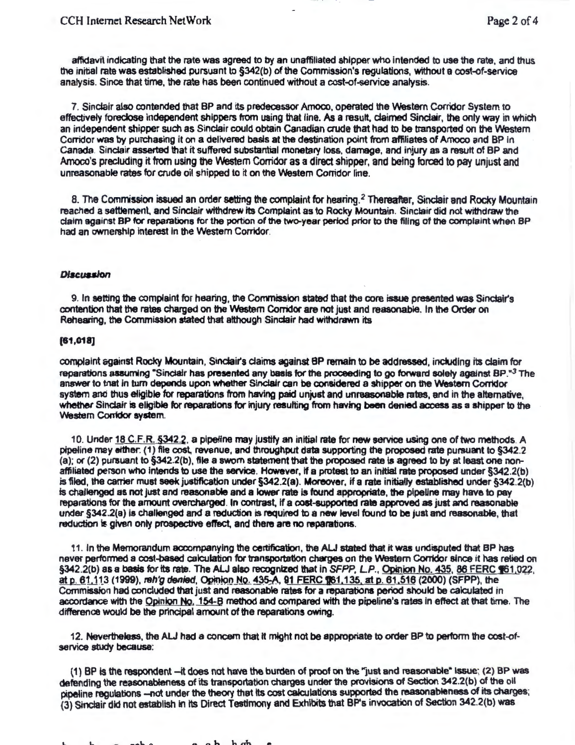affidavit indicating that the rate was agreed to by an unaffiliated shipper who intended to use the rate, and thus the initial rate was established pursuant to §342(b) of the Commission's regulations, without a cost-of-service analysis. Since that time, the rate has been continued without a cost-of-service analysis.

7. Sinclair also contended that BP and its predecessor Amoco, operated the Western Corridor System to effectively foreclose independent shippers from using that line. As a result, claimed Sinclair, the only way in which an independent shipper such as Sinclair could obtain Canadian crude that had to be transported on the Western Corridor was by purchasing it on a delivered basis at the destination point from affiliates of Amoco and BP in Canada. Sinclair asserted that it suffered substantial monetary loss, damage, and injury as a result of BP and Amoco's precluding it from using the Western Corridor as a direct shipper, and being forced to pay unjust and unreasonable rates for crude oil shipped to it on the Western Corridor line.

8. The Commission issued an order setting the complaint for hearing.[2] Thereafter, Sinclair and Rocky Mountain reached a settlement, and Sinclair withdrew its Complaint as to Rocky Mountain. Sinclair did not withdraw the claim against BP for reparations for the portion of the two-year period prior to the filing of the complaint when BP had an ownership interest in the Western Corridor.

### *Discussion*

9. In setting the complaint for hearing, the Commission stated that the core issue presented was Sinclair's contention that the rates charged on the Western Corridor are not just and reasonable. In the Order on Rehearing, the Commission stated that although Sinclair had withdrawn its

**[61,018]**

complaint against Rocky Mountain, Sinclair's claims against BP remain to be addressed, including its claim for reparations assuming "Sinclair has presented any basis for the proceeding to go forward solely against BP."[3] The answer to that in turn depends upon whether Sinclair can be considered a shipper on the Western Corridor system and thus eligible for reparations from having paid unjust and unreasonable rates, and in the alternative, whether Sinclair is eligible for reparations for injury resulting from having been denied access as a shipper to the Western Corridor system.

10. Under 18 C.F.R. §342.2, a pipeline may justify an initial rate for new service using one of two methods. A pipeline may either: (1) file cost, revenue, and throughput data supporting the proposed rate pursuant to §342.2 (a); or (2) pursuant to §342.2(b), file a sworn statement that the proposed rate is agreed to by at least one non-affiliated person who intends to use the service. However, if a protest to an initial rate proposed under §342.2(b) is filed, the carrier must seek justification under §342.2(a). Moreover, if a rate initially established under §342.2(b) is challenged as not just and reasonable and a lower rate is found appropriate, the pipeline may have to pay reparations for the amount overcharged. In contrast, if a cost-supported rate approved as just and reasonable under §342.2(a) is challenged and a reduction is required to a new level found to be just and reasonable, that reduction is given only prospective effect, and there are no reparations.

11. In the Memorandum accompanying the certification, the ALJ stated that it was undisputed that BP has never performed a cost-based calculation for transportation charges on the Western Corridor since it has relied on §342.2(b) as a basis for its rate. The ALJ also recognized that in *SFPP, L.P.*, Opinion No. 435, 86 FERC ¶61,022, at p. 61,113 (1999), *reh'g denied*, Opinion No. 435-A, 91 FERC ¶61,135, at p. 61,516 (2000) (SFPP), the Commission had concluded that just and reasonable rates for a reparations period should be calculated in accordance with the Opinion No. 154-B method and compared with the pipeline's rates in effect at that time. The difference would be the principal amount of the reparations owing.

12. Nevertheless, the ALJ had a concern that it might not be appropriate to order BP to perform the cost-of-service study because:

(1) BP is the respondent –it does not have the burden of proof on the "just and reasonable" issue; (2) BP was defending the reasonableness of its transportation charges under the provisions of Section 342.2(b) of the oil pipeline regulations –not under the theory that its cost calculations supported the reasonableness of its charges; (3) Sinclair did not establish in its Direct Testimony and Exhibits that BP's invocation of Section 342.2(b) was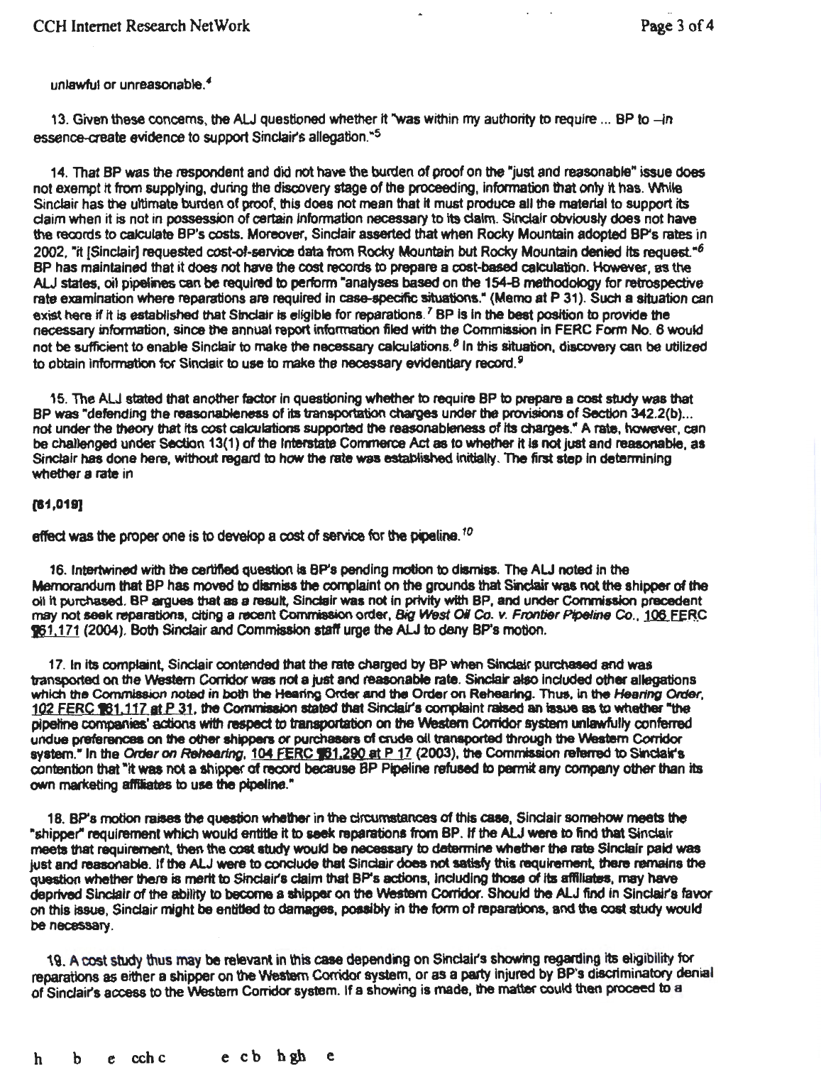unlawful or unreasonable.[4]

13. Given these concerns, the ALJ questioned whether it "was within my authority to require ... BP to --in essence-create evidence to support Sinclair's allegation."[5]

14. That BP was the respondent and did not have the burden of proof on the "just and reasonable" issue does not exempt it from supplying, during the discovery stage of the proceeding, information that only it has. While Sinclair has the ultimate burden of proof, this does not mean that it must produce all the material to support its claim when it is not in possession of certain information necessary to its claim. Sinclair obviously does not have the records to calculate BP's costs. Moreover, Sinclair asserted that when Rocky Mountain adopted BP's rates in 2002, "it [Sinclair] requested cost-of-service data from Rocky Mountain but Rocky Mountain denied its request."[6] BP has maintained that it does not have the cost records to prepare a cost-based calculation. However, as the ALJ states, oil pipelines can be required to perform "analyses based on the 154-B methodology for retrospective rate examination where reparations are required in case-specific situations." (Memo at P 31). Such a situation can exist here if it is established that Sinclair is eligible for reparations.[7] BP is in the best position to provide the necessary information, since the annual report information filed with the Commission in FERC Form No. 6 would not be sufficient to enable Sinclair to make the necessary calculations.[8] In this situation, discovery can be utilized to obtain information for Sinclair to use to make the necessary evidentiary record.[9]

15. The ALJ stated that another factor in questioning whether to require BP to prepare a cost study was that BP was "defending the reasonableness of its transportation charges under the provisions of Section 342.2(b)... not under the theory that its cost calculations supported the reasonableness of its charges." A rate, however, can be challenged under Section 13(1) of the Interstate Commerce Act as to whether it is not just and reasonable, as Sinclair has done here, without regard to how the rate was established initially. The first step in determining whether a rate in

**[61,019]**

effect was the proper one is to develop a cost of service for the pipeline.[10]

16. Intertwined with the certified question is BP's pending motion to dismiss. The ALJ noted in the Memorandum that BP has moved to dismiss the complaint on the grounds that Sinclair was not the shipper of the oil it purchased. BP argues that as a result, Sinclair was not in privity with BP, and under Commission precedent may not seek reparations, citing a recent Commission order, *Big West Oil Co. v. Frontier Pipeline Co.*, 106 FERC ¶61,171 (2004). Both Sinclair and Commission staff urge the ALJ to deny BP's motion.

17. In its complaint, Sinclair contended that the rate charged by BP when Sinclair purchased and was transported on the Western Corridor was not a just and reasonable rate. Sinclair also included other allegations which the Commission noted in both the Hearing Order and the Order on Rehearing. Thus, in the *Hearing Order*, 102 FERC ¶61,117 at P 31, the Commission stated that Sinclair's complaint raised an issue as to whether "the pipeline companies' actions with respect to transportation on the Western Corridor system unlawfully conferred undue preferences on the other shippers or purchasers of crude oil transported through the Western Corridor system." In the *Order on Rehearing*, 104 FERC ¶61,290 at P 17 (2003), the Commission referred to Sinclair's contention that "it was not a shipper of record because BP Pipeline refused to permit any company other than its own marketing affiliates to use the pipeline."

18. BP's motion raises the question whether in the circumstances of this case, Sinclair somehow meets the "shipper" requirement which would entitle it to seek reparations from BP. If the ALJ were to find that Sinclair meets that requirement, then the cost study would be necessary to determine whether the rate Sinclair paid was just and reasonable. If the ALJ were to conclude that Sinclair does not satisfy this requirement, there remains the question whether there is merit to Sinclair's claim that BP's actions, including those of its affiliates, may have deprived Sinclair of the ability to become a shipper on the Western Corridor. Should the ALJ find in Sinclair's favor on this issue, Sinclair might be entitled to damages, possibly in the form of reparations, and the cost study would be necessary.

19. A cost study thus may be relevant in this case depending on Sinclair's showing regarding its eligibility for reparations as either a shipper on the Western Corridor system, or as a party injured by BP's discriminatory denial of Sinclair's access to the Western Corridor system. If a showing is made, the matter could then proceed to a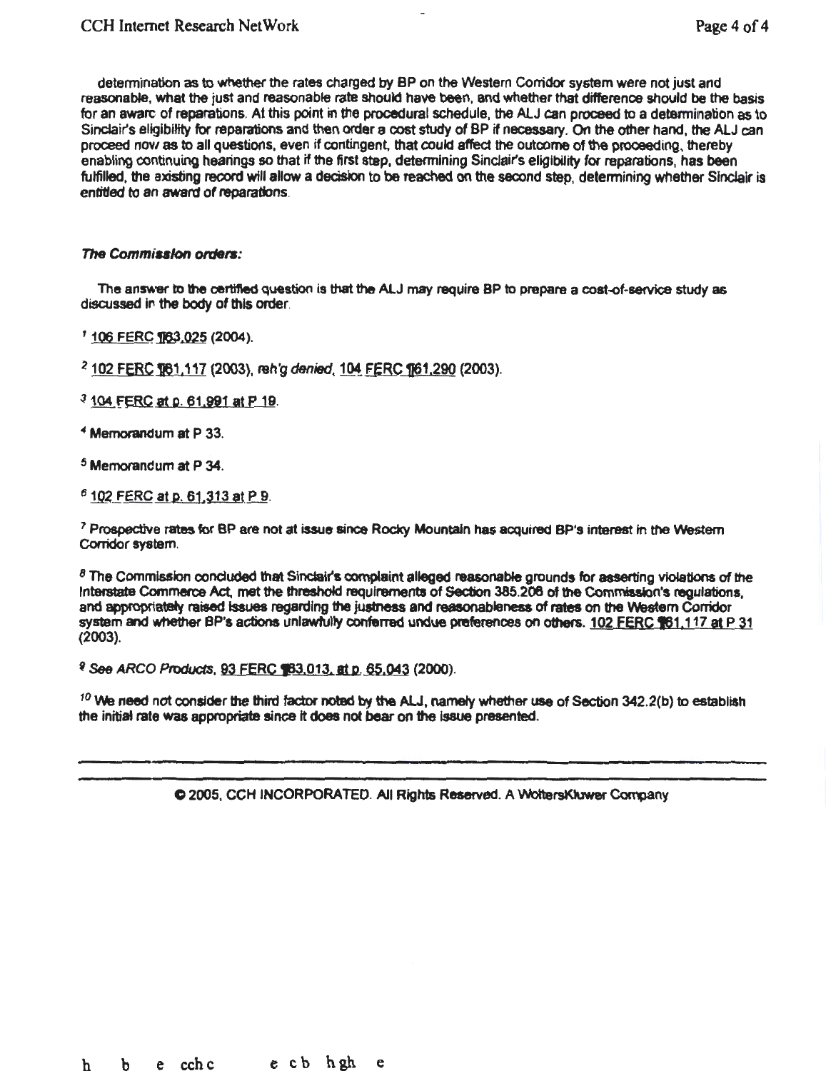determination as to whether the rates charged by BP on the Western Corridor system were not just and reasonable, what the just and reasonable rate should have been, and whether that difference should be the basis for an awarc of reparations. At this point in the procedural schedule, the ALJ can proceed to a determination as to Sinclair's eligibility for reparations and then order a cost study of BP if necessary. On the other hand, the ALJ can proceed now as to all questions, even if contingent, that could affect the outcome of the proceeding, thereby enabling continuing hearings so that if the first step, determining Sinclair's eligibility for reparations, has been fulfilled, the existing record will allow a decision to be reached on the second step, determining whether Sinclair is entitled to an award of reparations.

***The Commission orders:***

The answer to the certified question is that the ALJ may require BP to prepare a cost-of-service study as discussed in the body of this order.

[1] 106 FERC ¶63,025 (2004).

[2] 102 FERC ¶61,117 (2003), *reh'g denied*, 104 FERC ¶61,290 (2003).

[3] 104 FERC at p. 61,991 at P 19.

[4] Memorandum at P 33.

[5] Memorandum at P 34.

[6] 102 FERC at p. 61,313 at P 9.

[7] Prospective rates for BP are not at issue since Rocky Mountain has acquired BP's interest in the Western Corridor system.

[8] The Commission concluded that Sinclair's complaint alleged reasonable grounds for asserting violations of the Interstate Commerce Act, met the threshold requirements of Section 385.206 of the Commission's regulations, and appropriately raised issues regarding the justness and reasonableness of rates on the Western Corridor system and whether BP's actions unlawfully conferred undue preferences on others. 102 FERC ¶61,117 at P 31 (2003).

[9] *See ARCO Products*, 93 FERC ¶63,013, at p. 65,043 (2000).

[10] We need not consider the third factor noted by the ALJ, namely whether use of Section 342.2(b) to establish the initial rate was appropriate since it does not bear on the issue presented.

© 2005, CCH INCORPORATED. All Rights Reserved. A WoltersKluwer Company